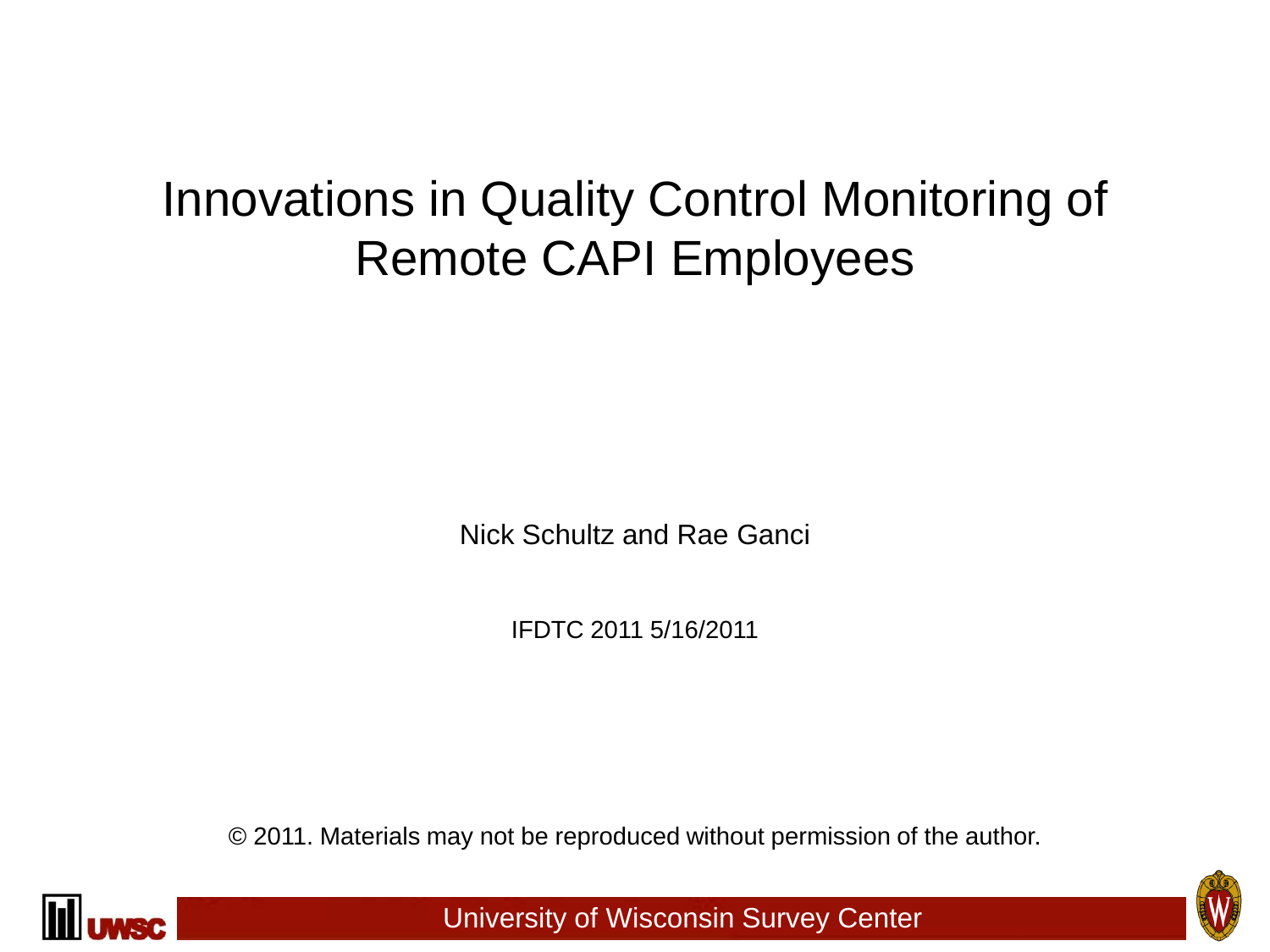# Innovations in Quality Control Monitoring of Remote CAPI Employees

Nick Schultz and Rae Ganci

IFDTC 2011 5/16/2011

© 2011. Materials may not be reproduced without permission of the author.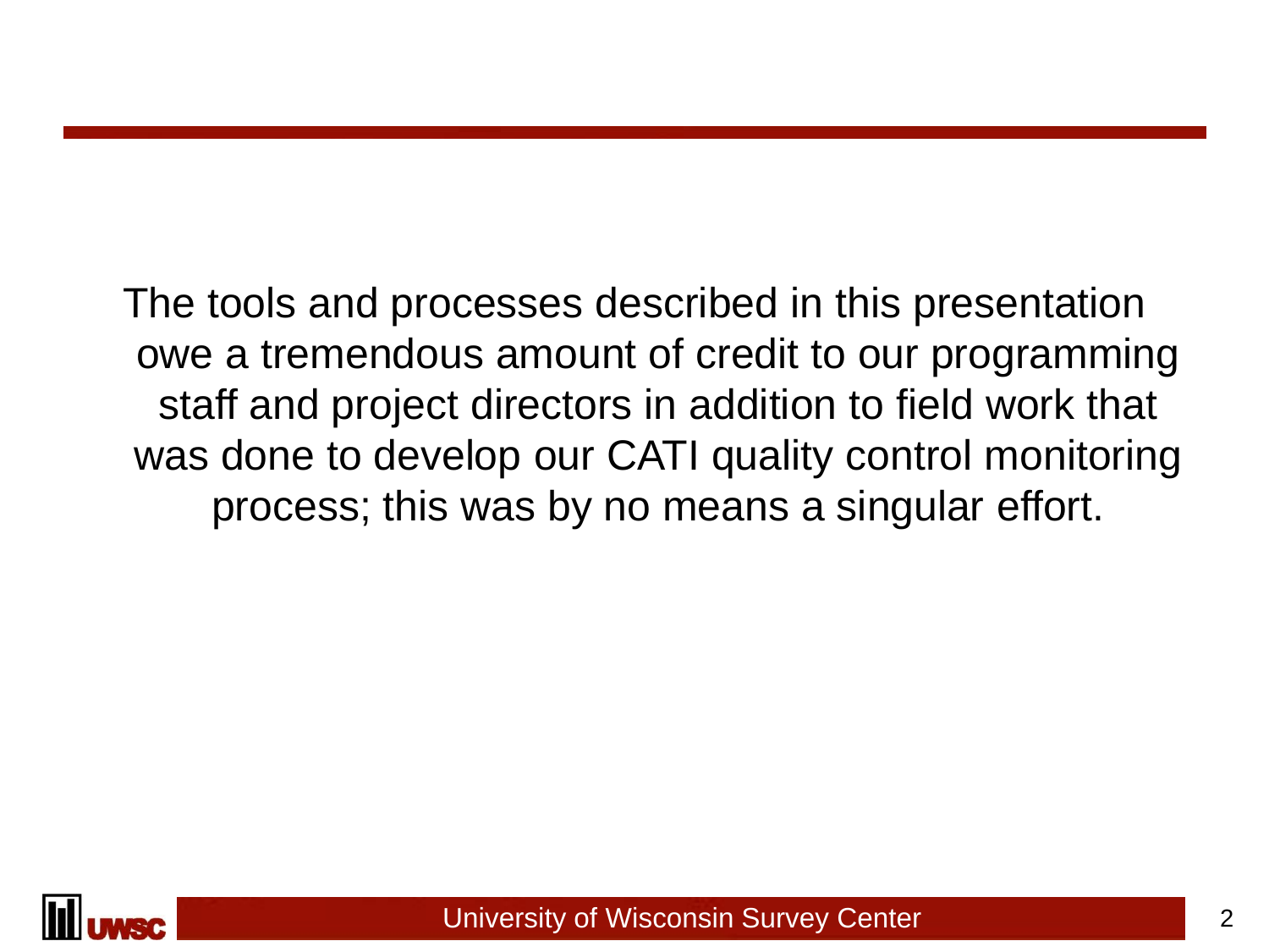The tools and processes described in this presentation owe a tremendous amount of credit to our programming staff and project directors in addition to field work that was done to develop our CATI quality control monitoring process; this was by no means a singular effort.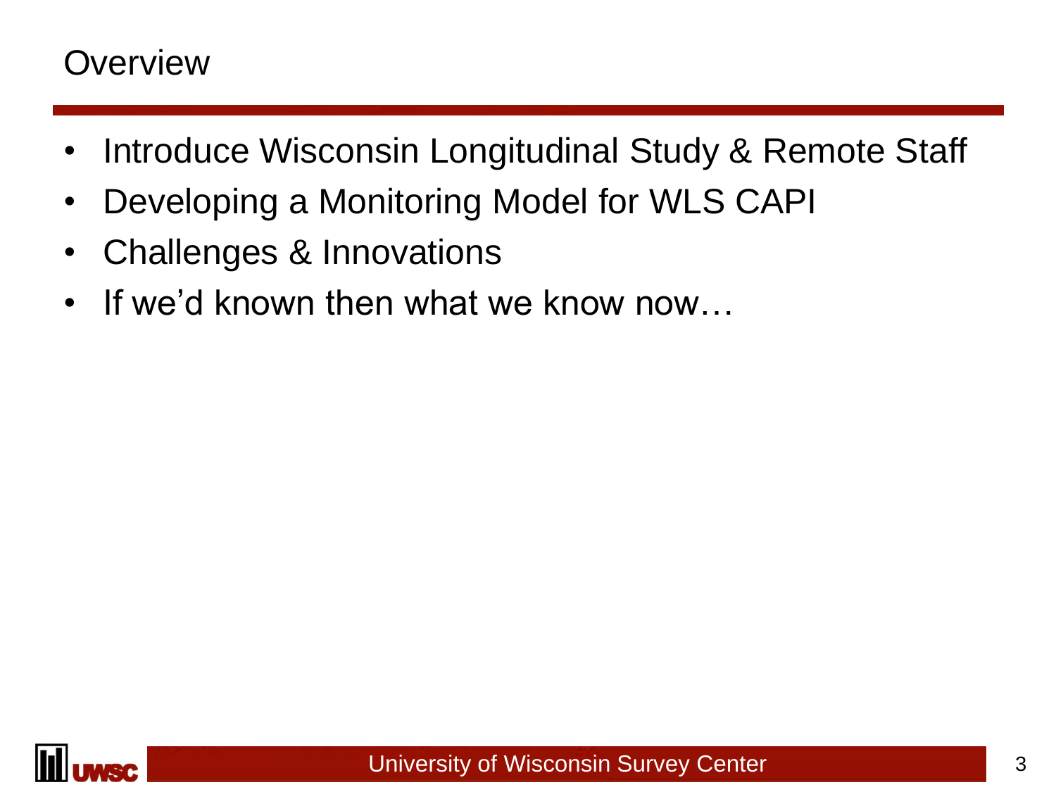# Overview

- Introduce Wisconsin Longitudinal Study & Remote Staff
- Developing a Monitoring Model for WLS CAPI
- Challenges & Innovations
- If we'd known then what we know now…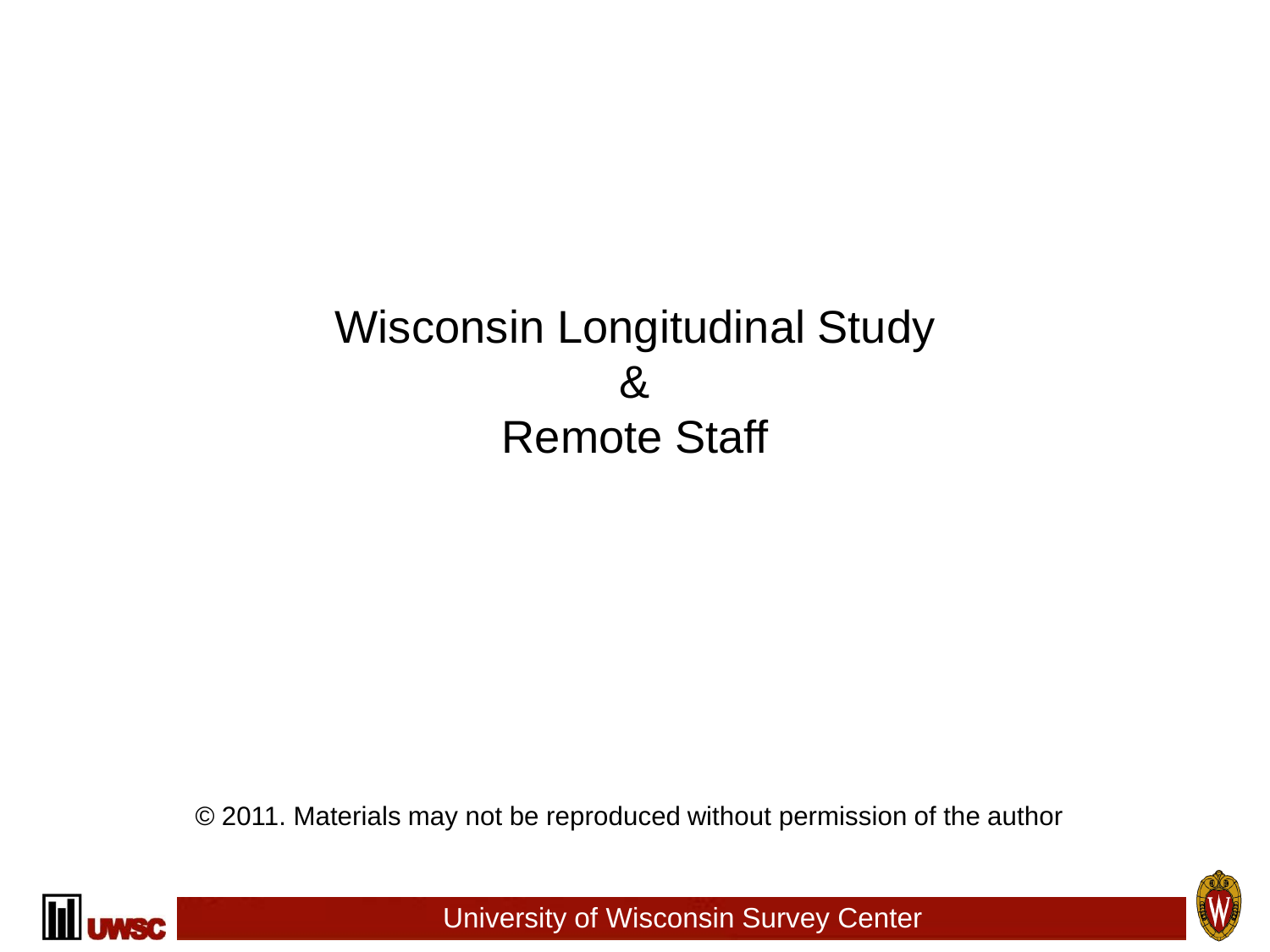# Wisconsin Longitudinal Study & Remote Staff

© 2011. Materials may not be reproduced without permission of the author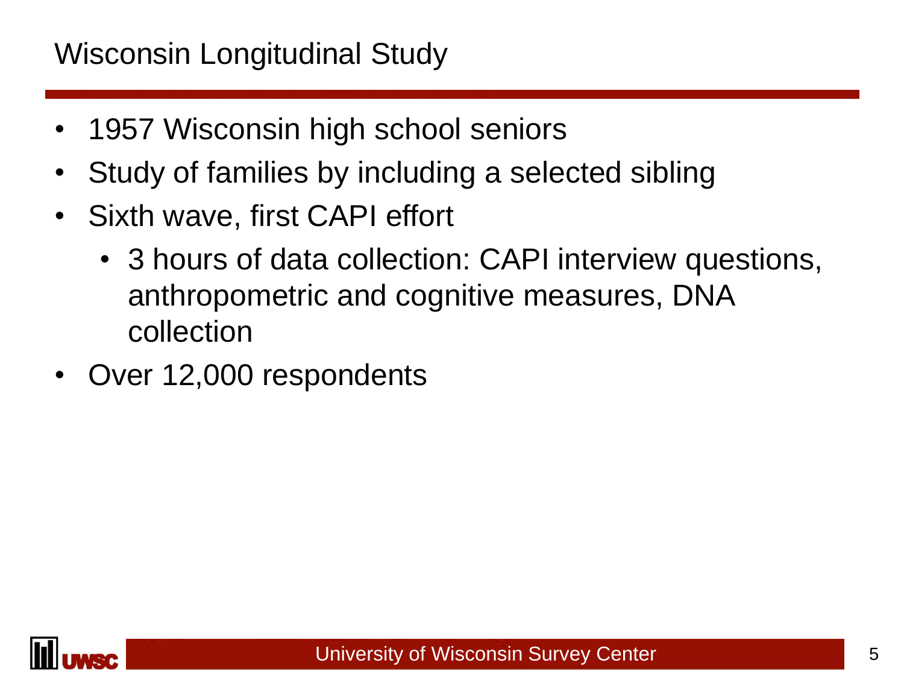# Wisconsin Longitudinal Study

- 1957 Wisconsin high school seniors
- Study of families by including a selected sibling
- Sixth wave, first CAPI effort
  - 3 hours of data collection: CAPI interview questions, anthropometric and cognitive measures, DNA collection
- Over 12,000 respondents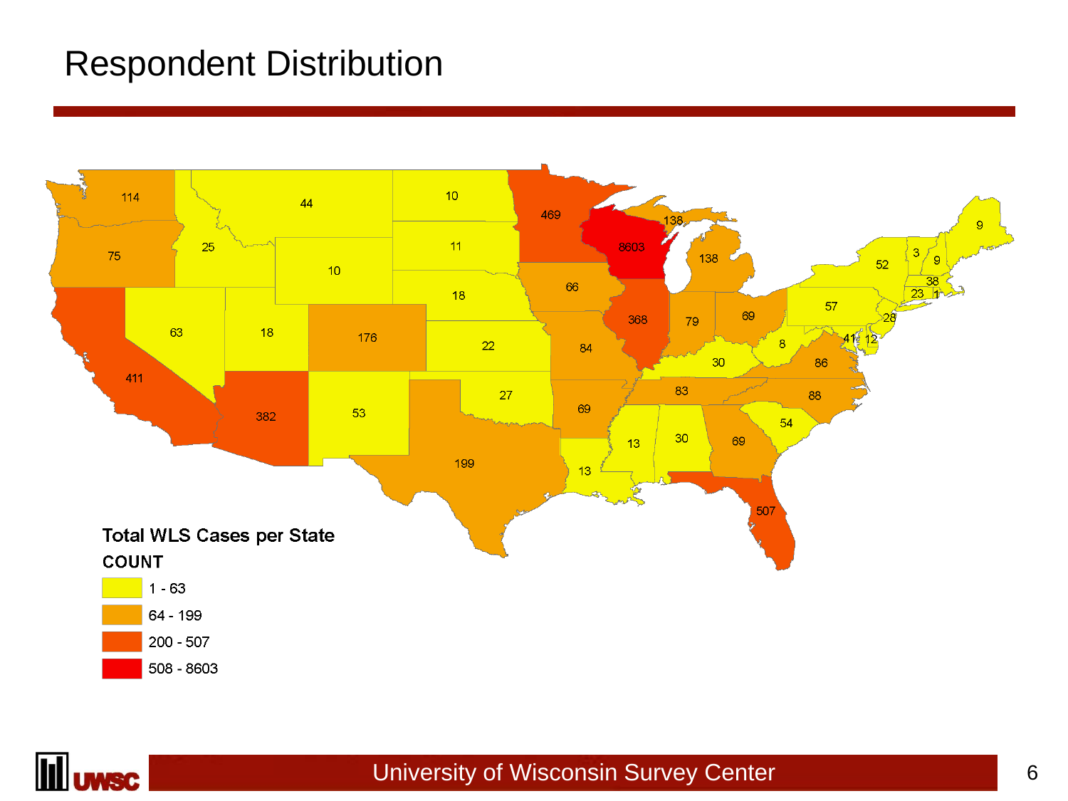# Respondent Distribution

**Total WLS Cases per State**

**COUNT**

- 1 - 63
- 64 - 199
- 200 - 507
- 508 - 8603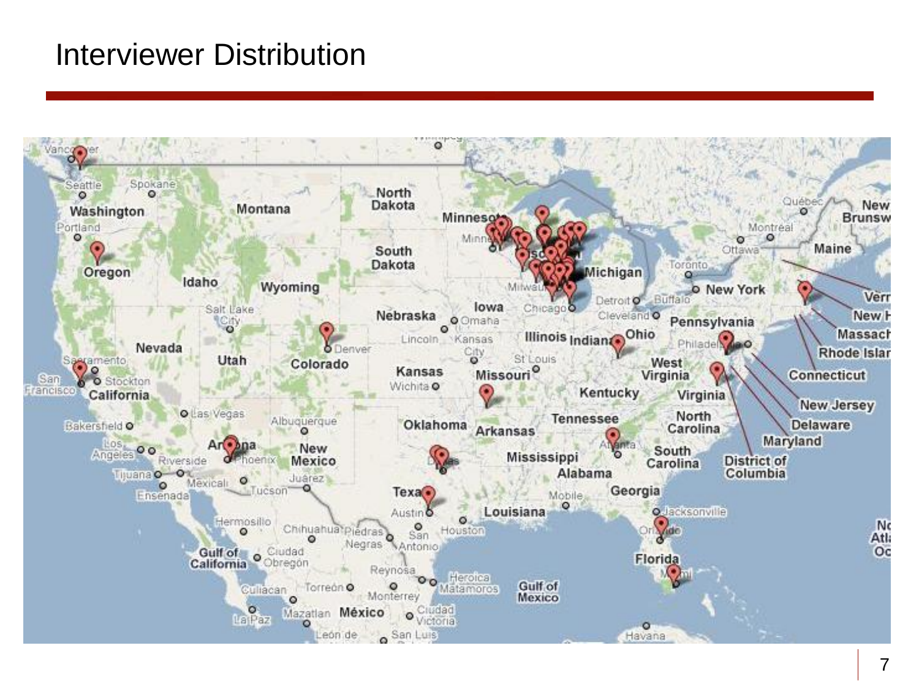# Interviewer Distribution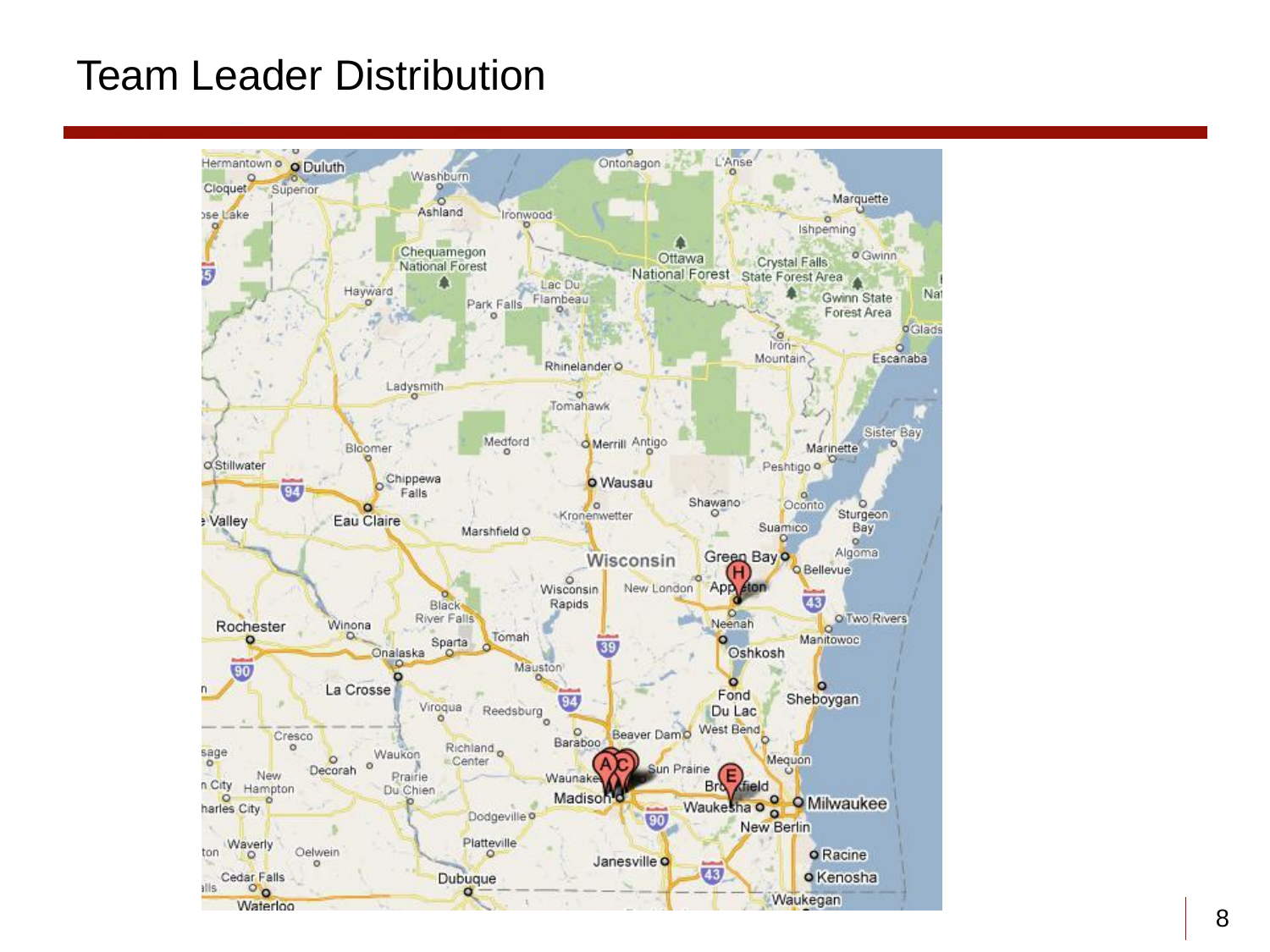# Team Leader Distribution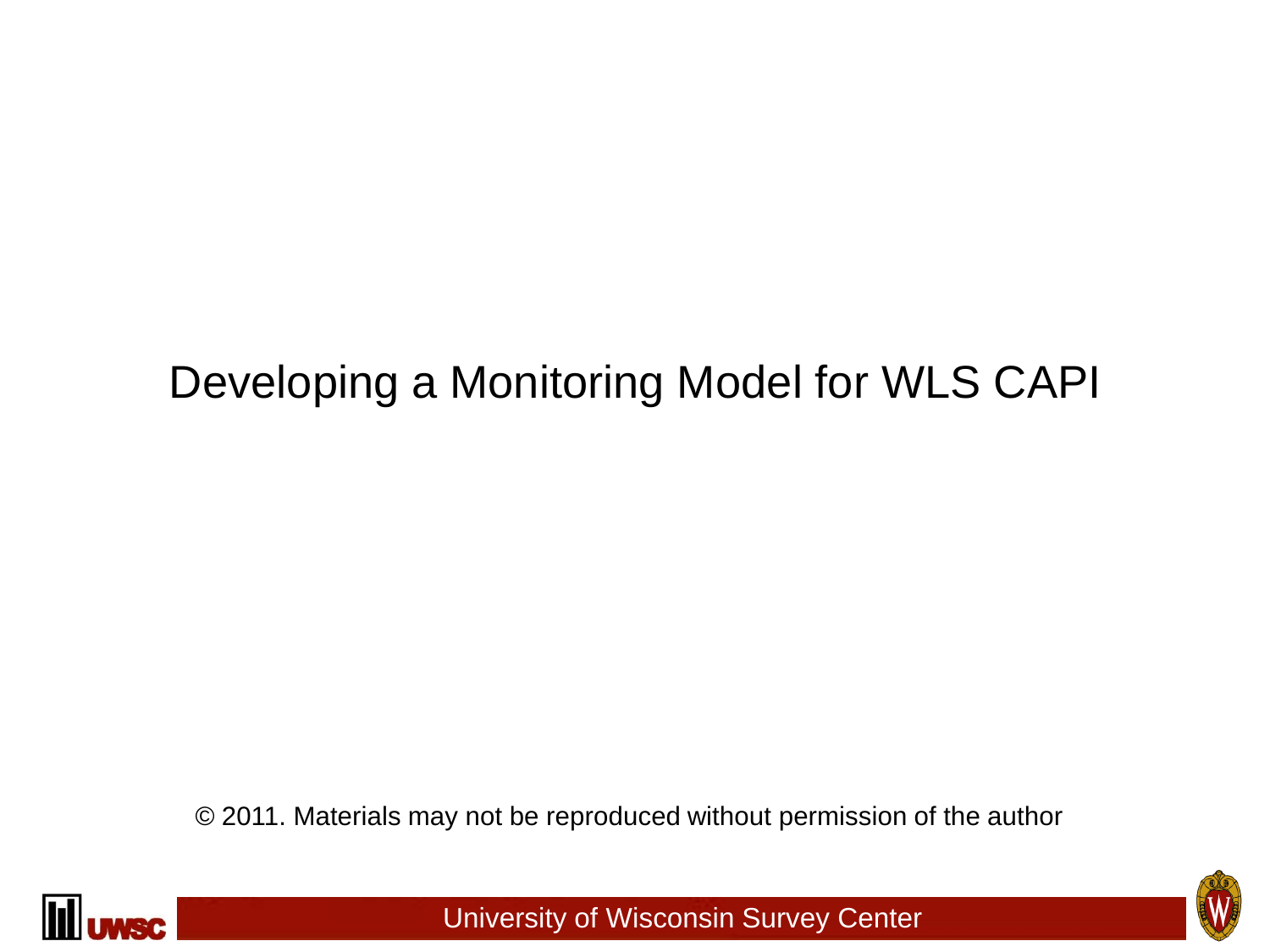# Developing a Monitoring Model for WLS CAPI

© 2011. Materials may not be reproduced without permission of the author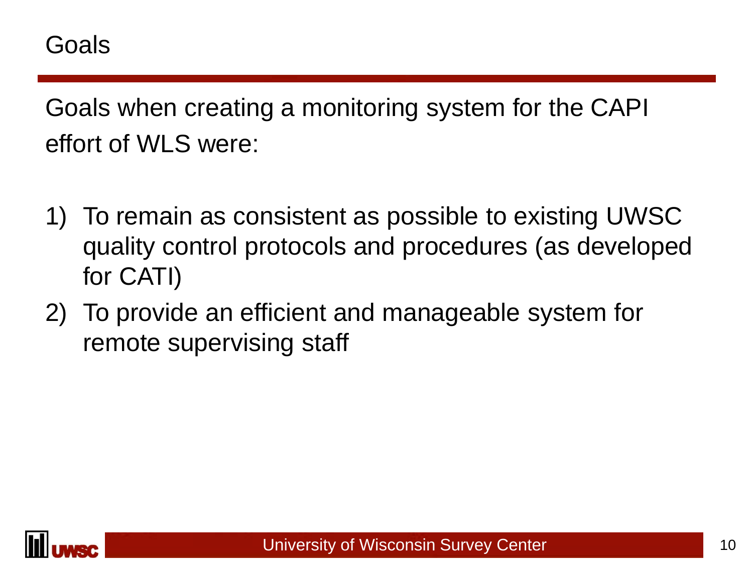# Goals

Goals when creating a monitoring system for the CAPI effort of WLS were:

1) To remain as consistent as possible to existing UWSC quality control protocols and procedures (as developed for CATI)
2) To provide an efficient and manageable system for remote supervising staff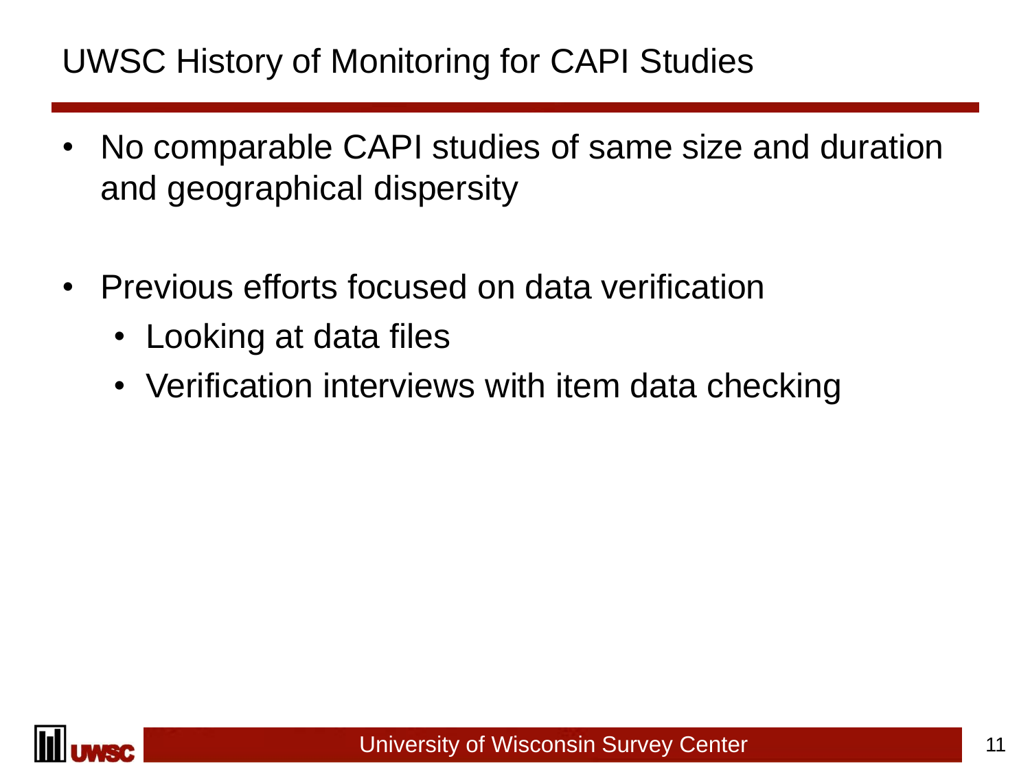# UWSC History of Monitoring for CAPI Studies

- No comparable CAPI studies of same size and duration and geographical dispersity
- Previous efforts focused on data verification
  - Looking at data files
  - Verification interviews with item data checking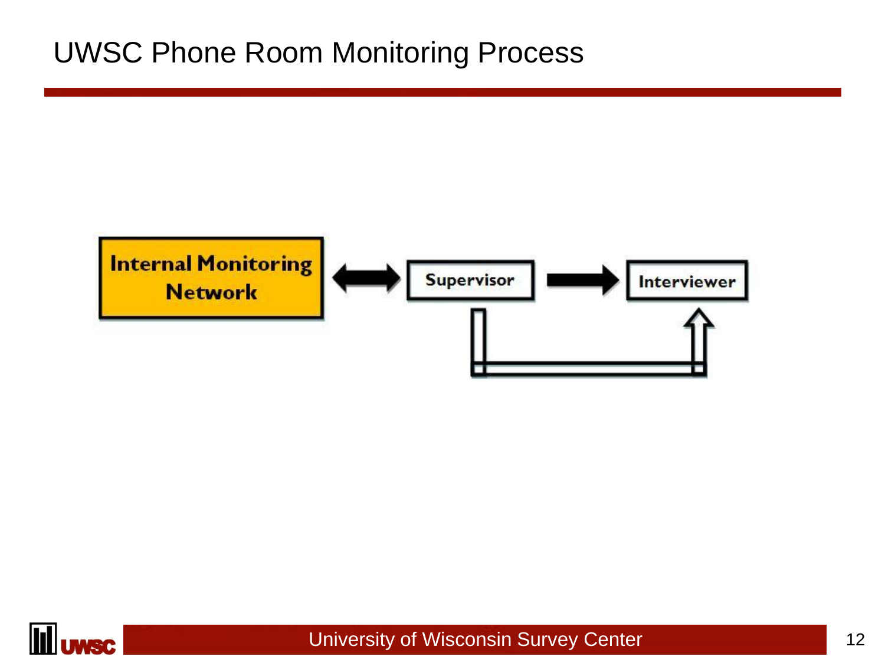# UWSC Phone Room Monitoring Process

Internal Monitoring Network ⟷ Supervisor → Interviewer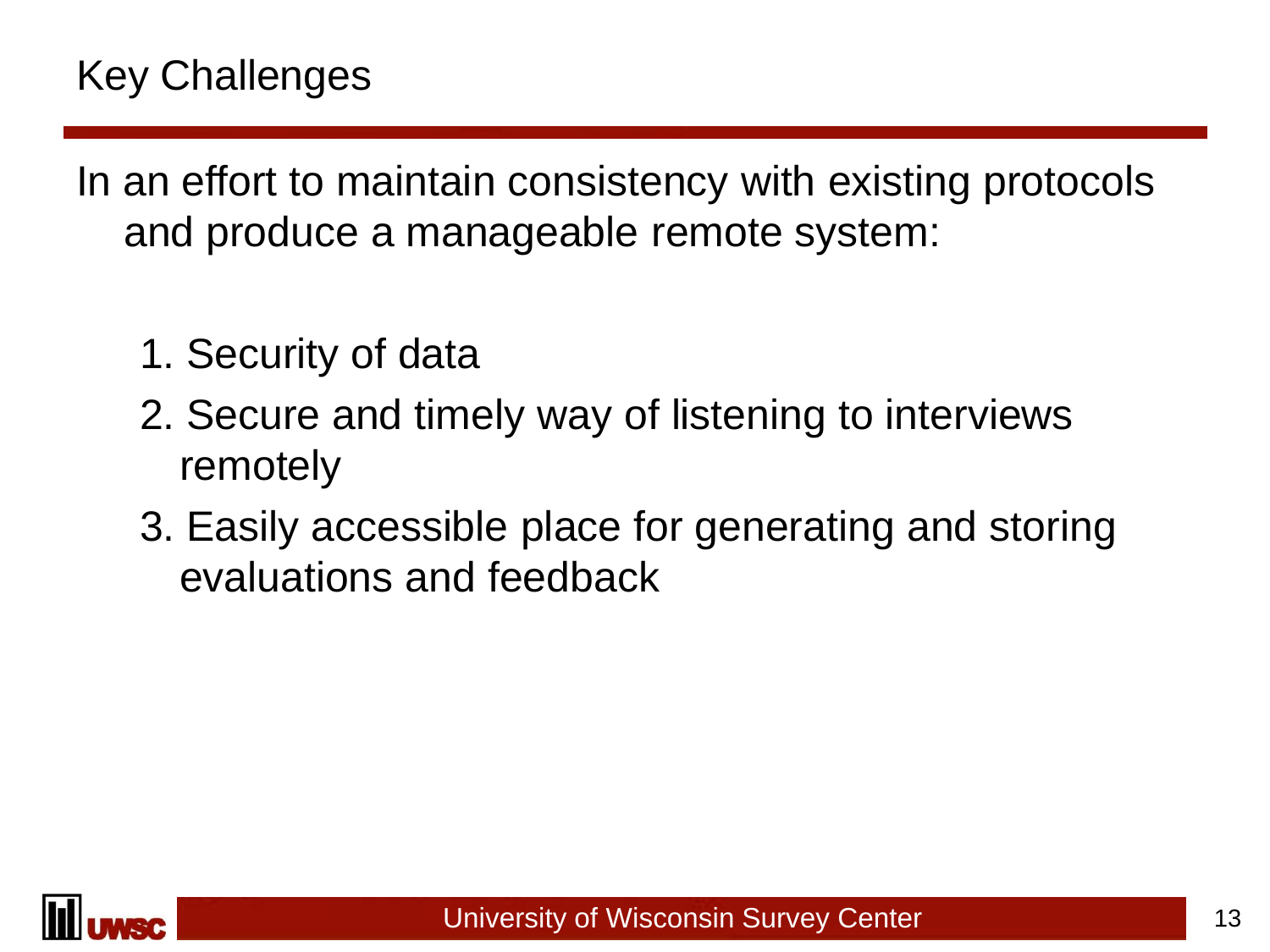# Key Challenges

In an effort to maintain consistency with existing protocols and produce a manageable remote system:

1. Security of data
2. Secure and timely way of listening to interviews remotely
3. Easily accessible place for generating and storing evaluations and feedback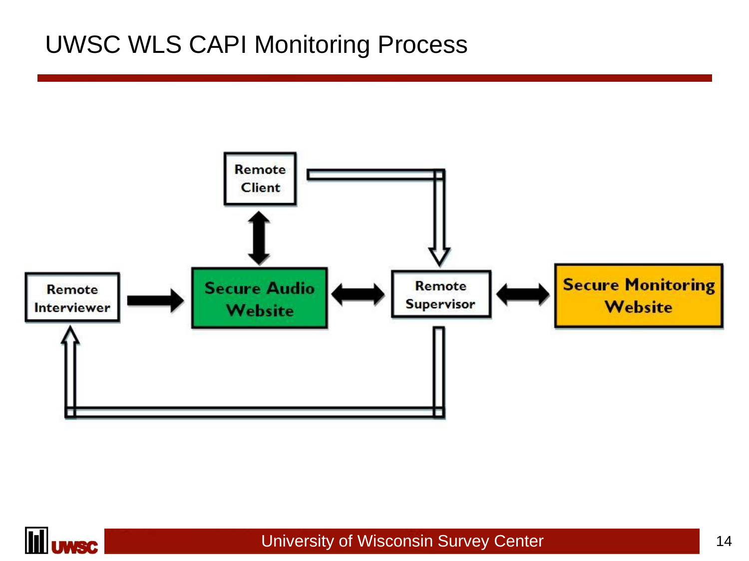# UWSC WLS CAPI Monitoring Process

Remote Client

Remote Interviewer

Secure Audio Website

Remote Supervisor

Secure Monitoring Website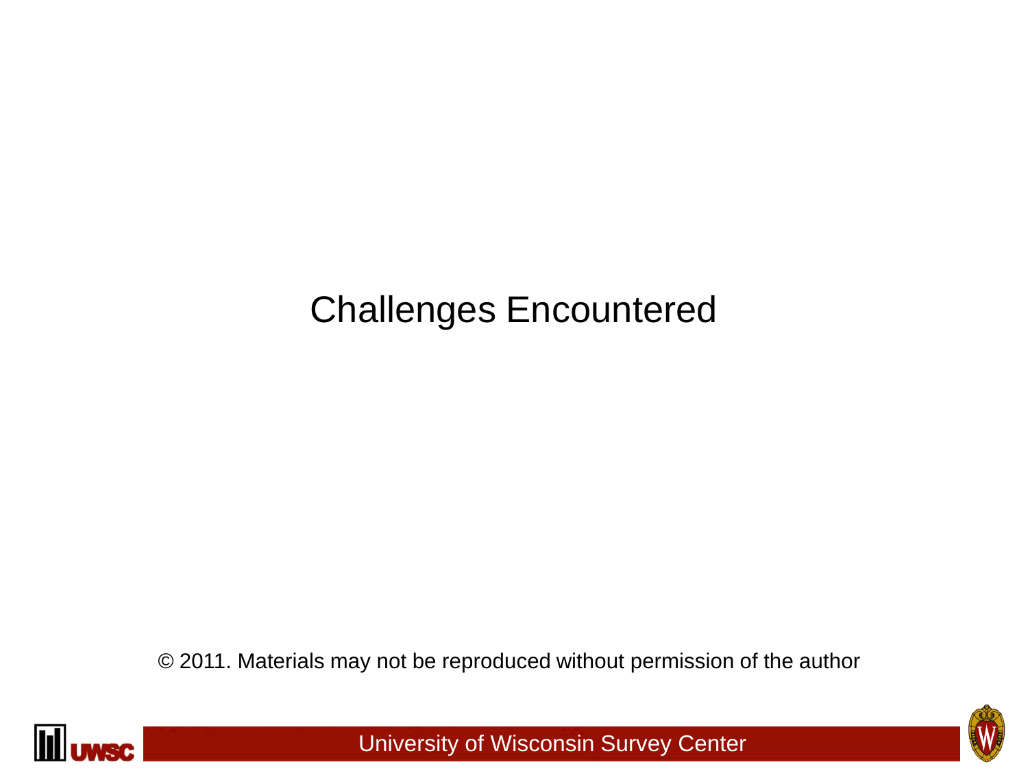# Challenges Encountered

© 2011. Materials may not be reproduced without permission of the author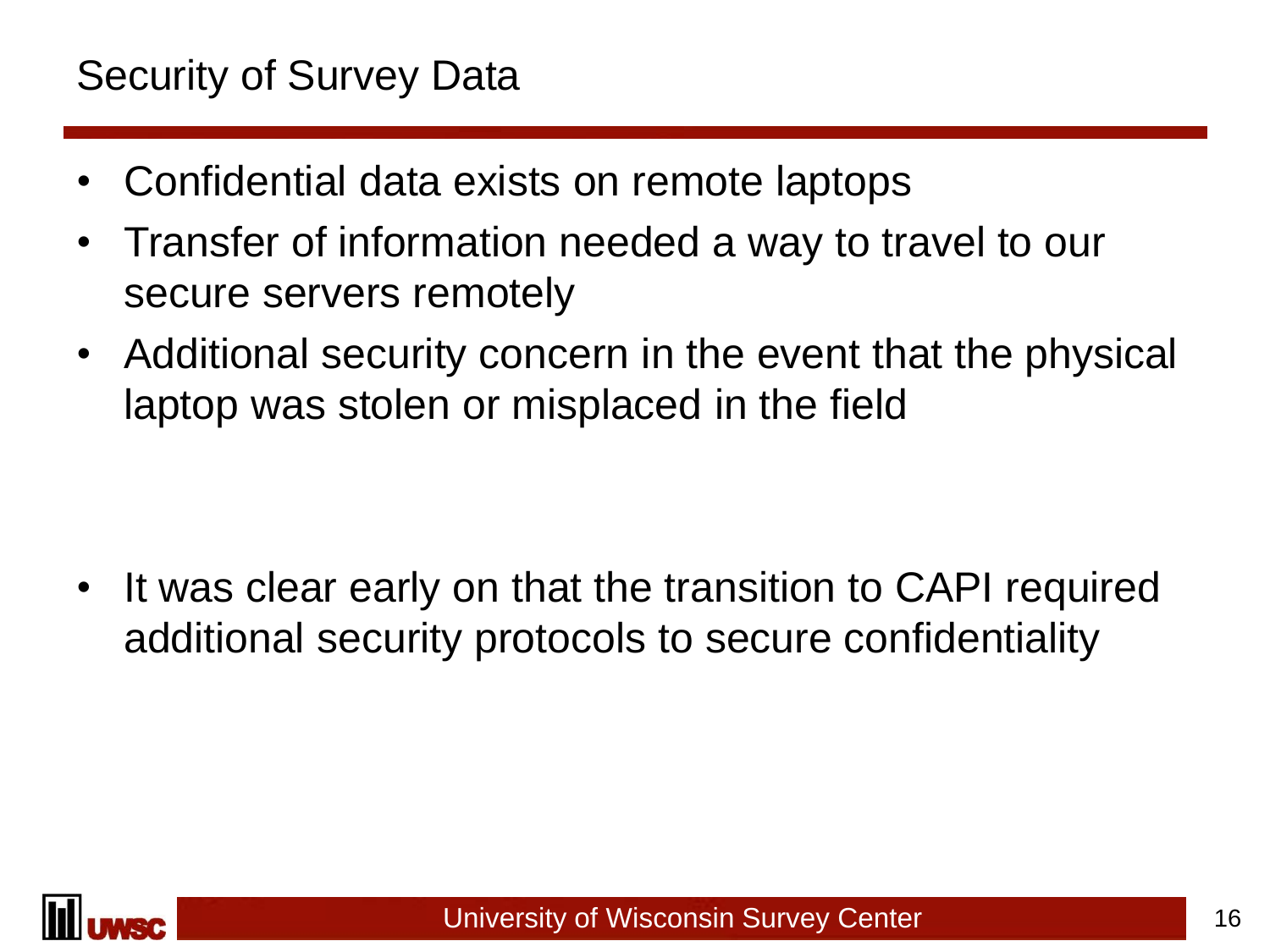# Security of Survey Data

- Confidential data exists on remote laptops
- Transfer of information needed a way to travel to our secure servers remotely
- Additional security concern in the event that the physical laptop was stolen or misplaced in the field

- It was clear early on that the transition to CAPI required additional security protocols to secure confidentiality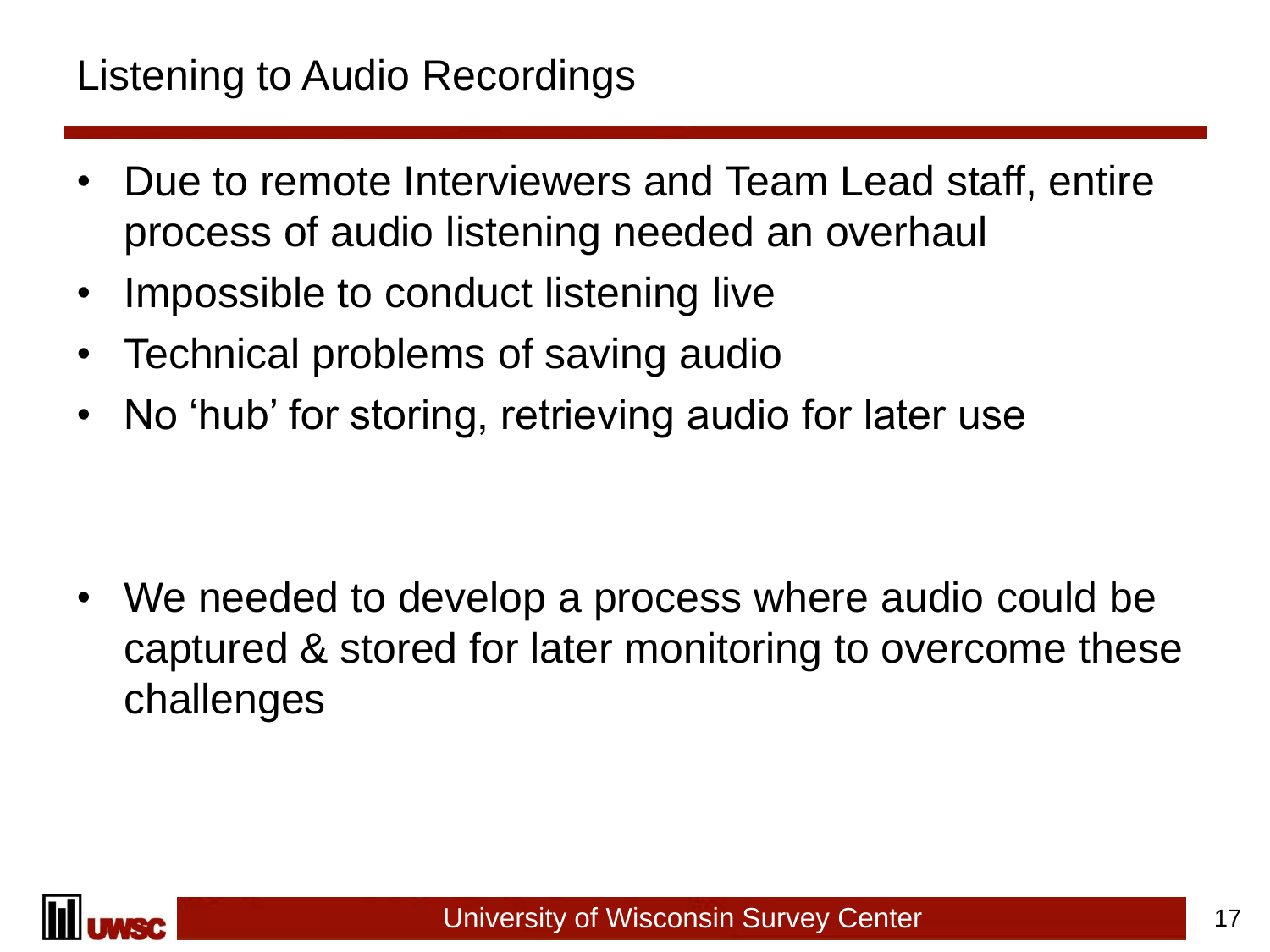# Listening to Audio Recordings

- Due to remote Interviewers and Team Lead staff, entire process of audio listening needed an overhaul
- Impossible to conduct listening live
- Technical problems of saving audio
- No ‘hub’ for storing, retrieving audio for later use

- We needed to develop a process where audio could be captured & stored for later monitoring to overcome these challenges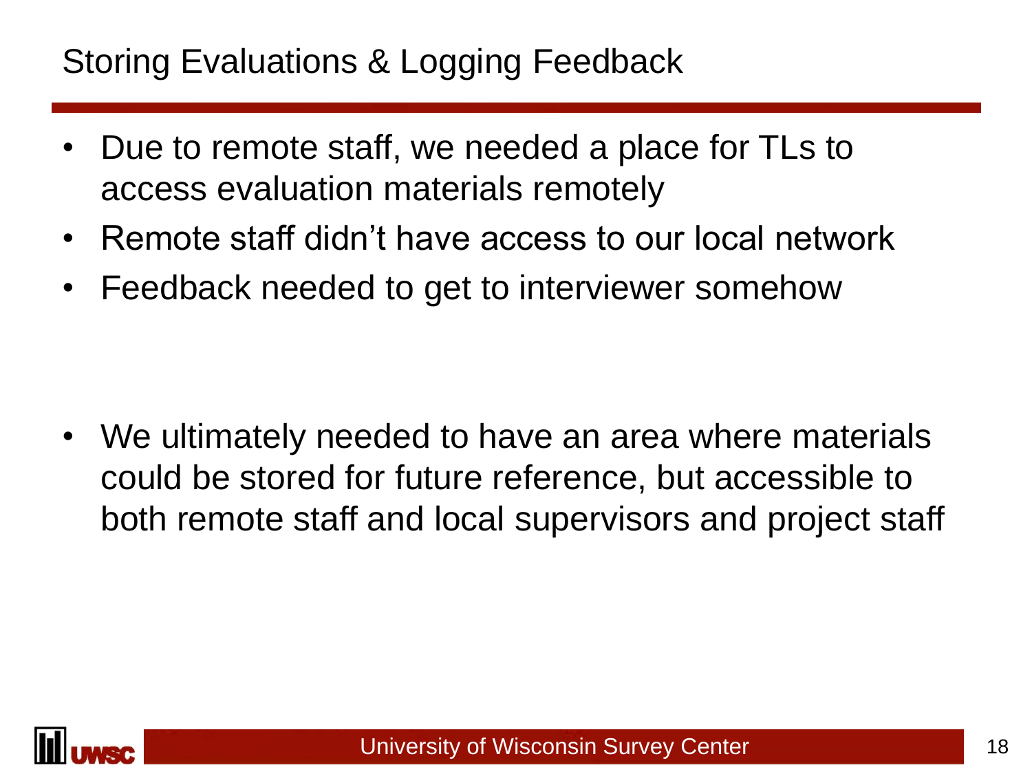# Storing Evaluations & Logging Feedback

- Due to remote staff, we needed a place for TLs to access evaluation materials remotely
- Remote staff didn't have access to our local network
- Feedback needed to get to interviewer somehow

- We ultimately needed to have an area where materials could be stored for future reference, but accessible to both remote staff and local supervisors and project staff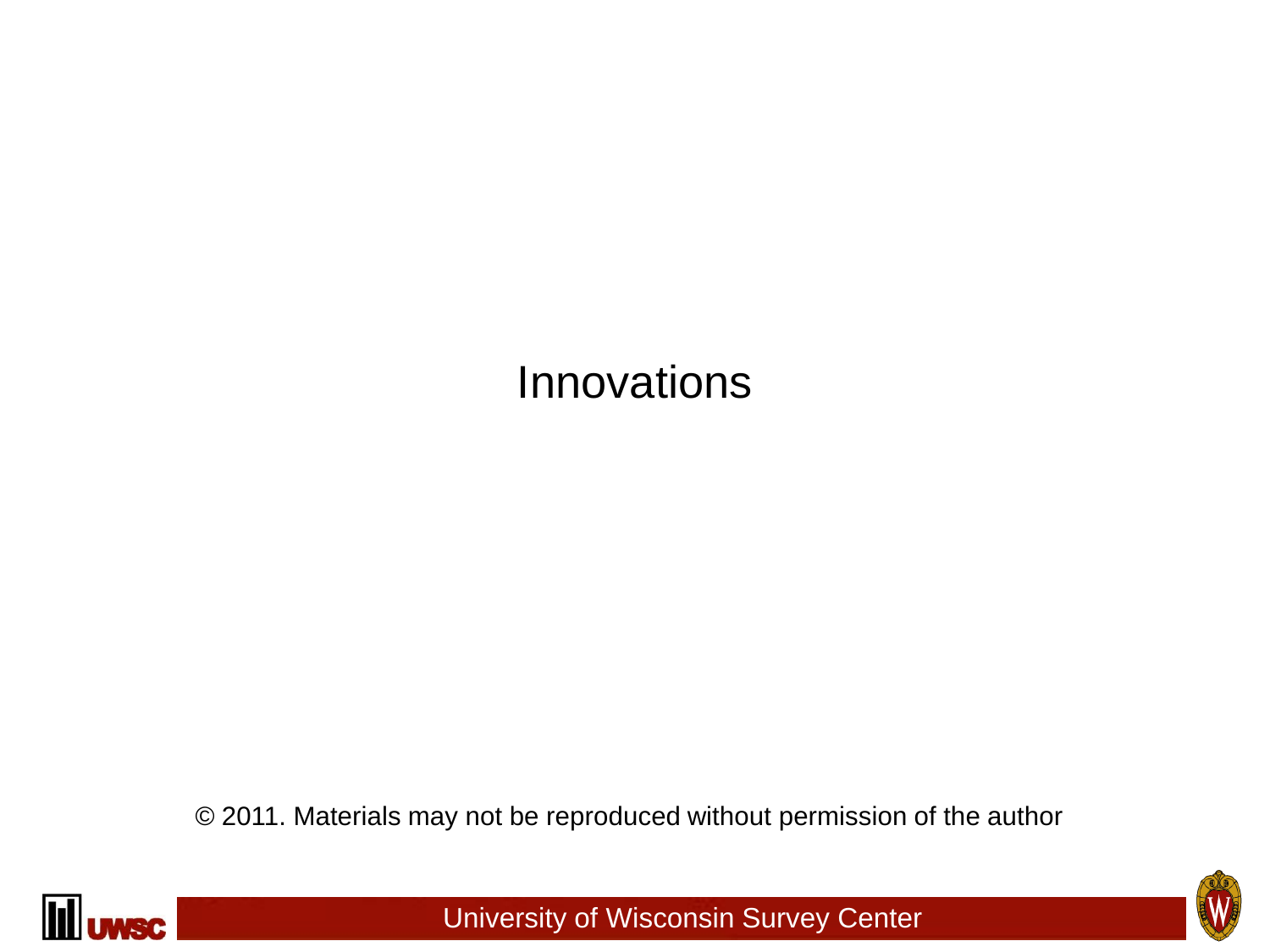# Innovations

© 2011. Materials may not be reproduced without permission of the author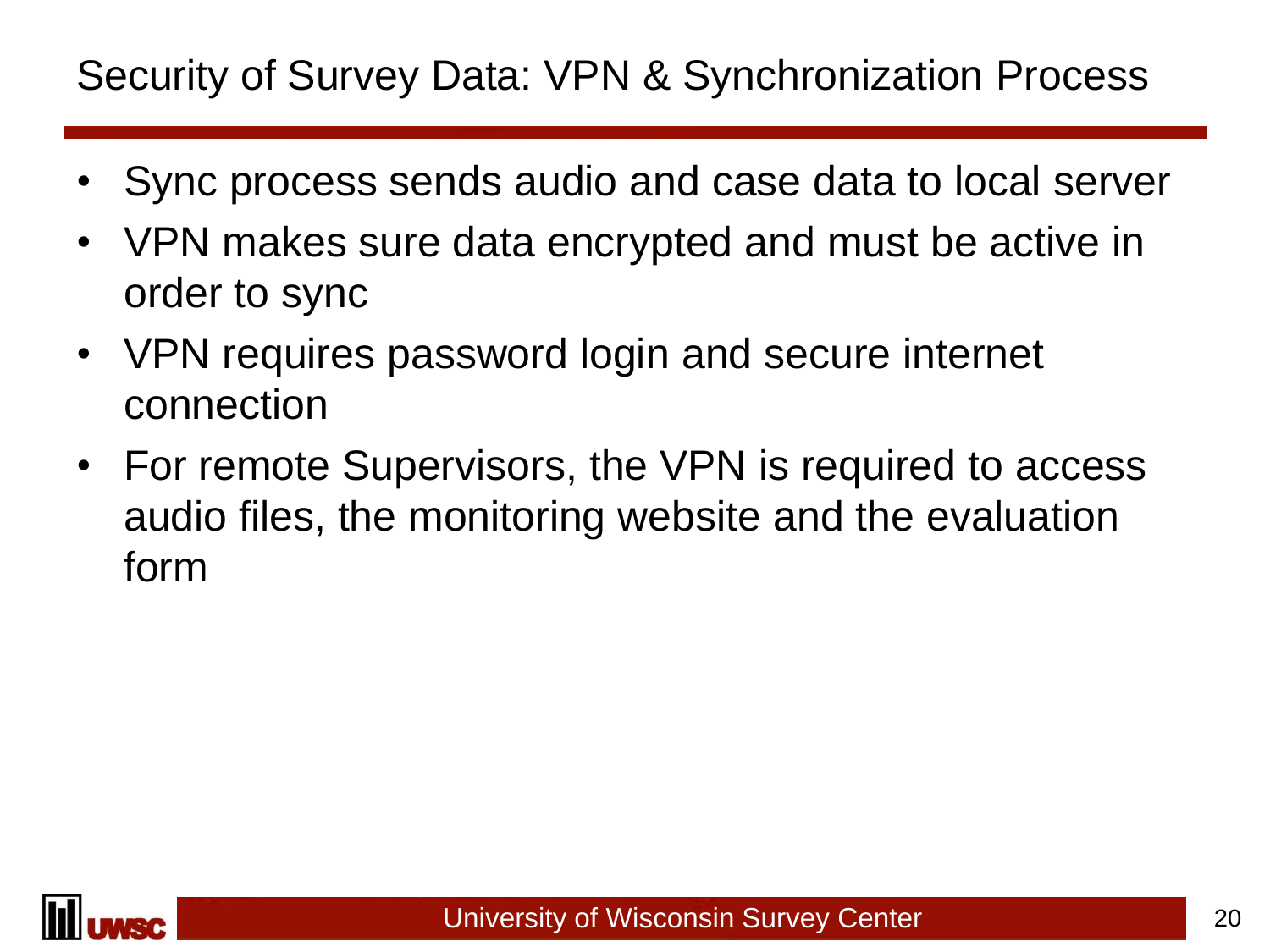# Security of Survey Data: VPN & Synchronization Process

- Sync process sends audio and case data to local server
- VPN makes sure data encrypted and must be active in order to sync
- VPN requires password login and secure internet connection
- For remote Supervisors, the VPN is required to access audio files, the monitoring website and the evaluation form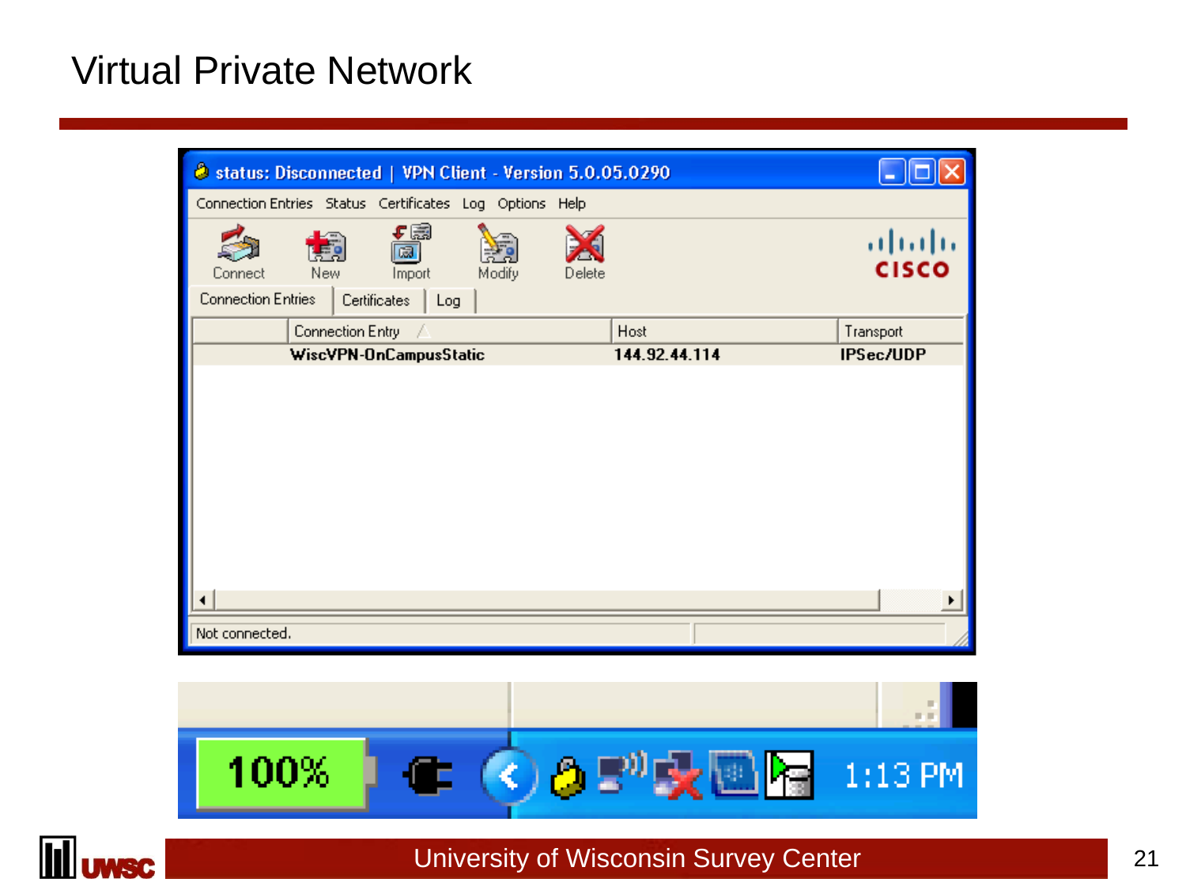# Virtual Private Network

status: Disconnected | VPN Client - Version 5.0.05.0290

Connection Entries  Status  Certificates  Log  Options  Help

Connect  New  Import  Modify  Delete

Connection Entries | Certificates | Log

| Connection Entry | Host | Transport |
|---|---|---|
| WiscVPN-OnCampusStatic | 144.92.44.114 | IPSec/UDP |

Not connected.

100%  1:13 PM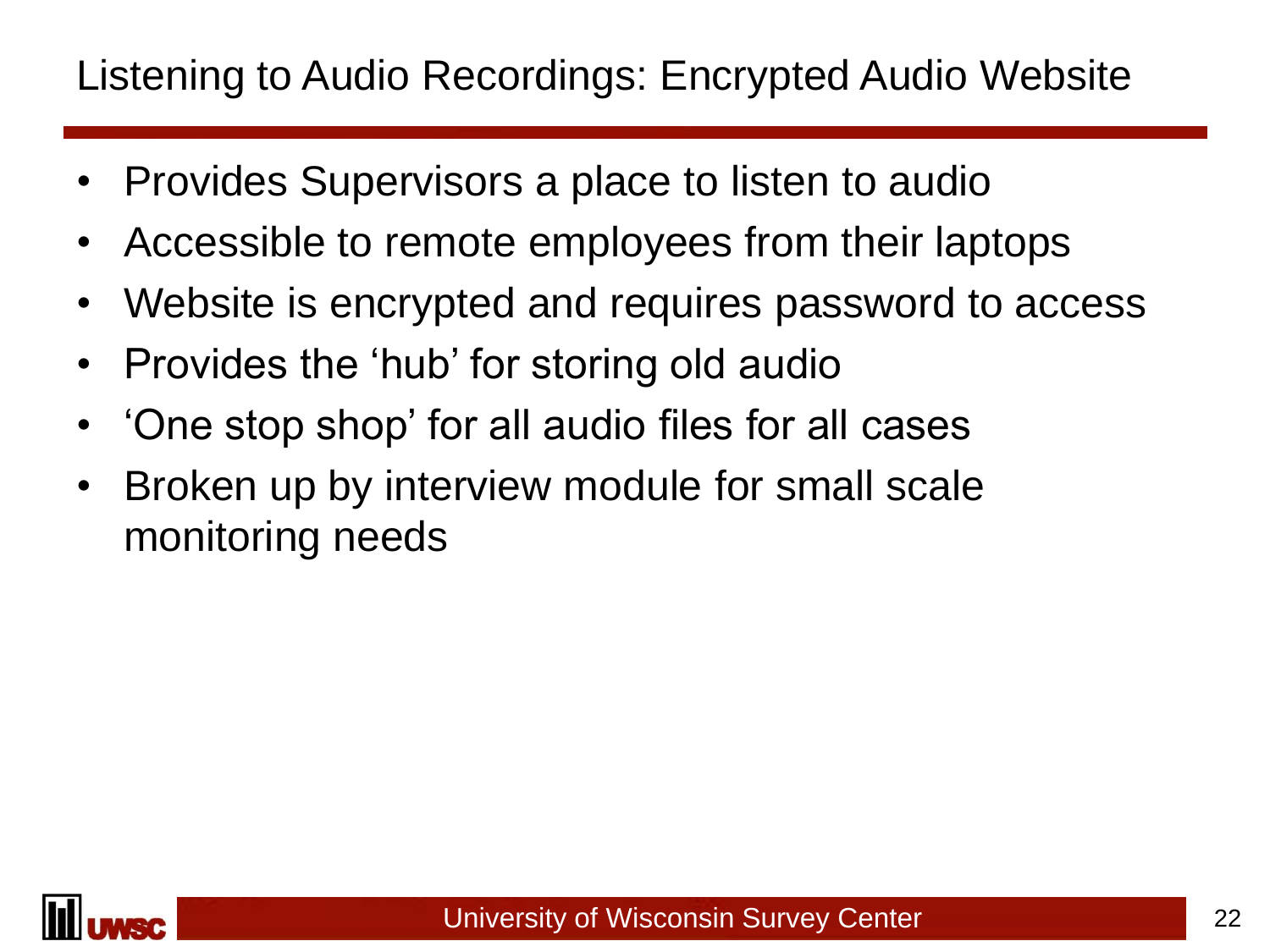# Listening to Audio Recordings: Encrypted Audio Website

- Provides Supervisors a place to listen to audio
- Accessible to remote employees from their laptops
- Website is encrypted and requires password to access
- Provides the ‘hub’ for storing old audio
- ‘One stop shop’ for all audio files for all cases
- Broken up by interview module for small scale monitoring needs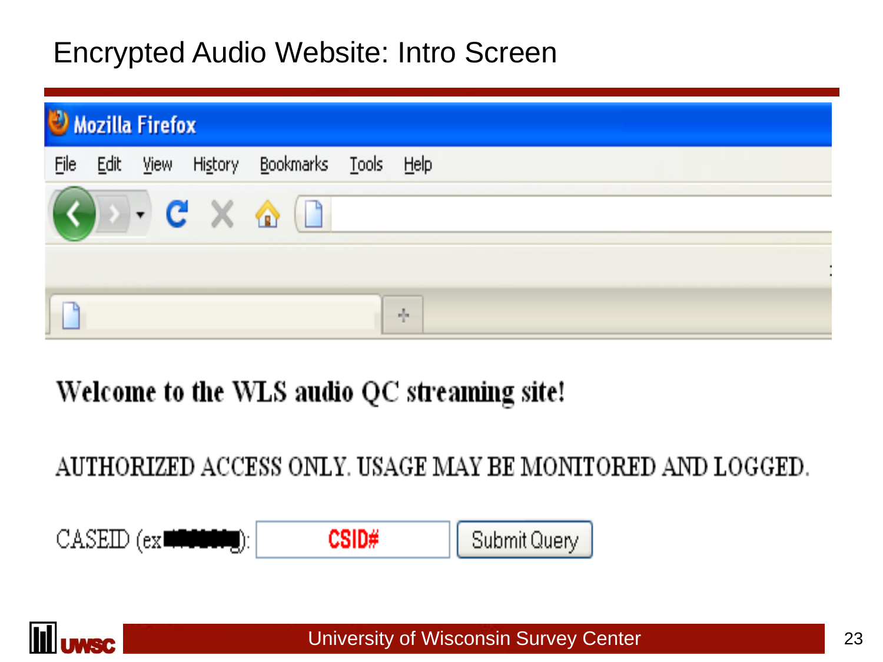# Encrypted Audio Website: Intro Screen

Mozilla Firefox

File Edit View History Bookmarks Tools Help

**Welcome to the WLS audio QC streaming site!**

AUTHORIZED ACCESS ONLY. USAGE MAY BE MONITORED AND LOGGED.

CASEID (ex ███████): CSID# Submit Query

University of Wisconsin Survey Center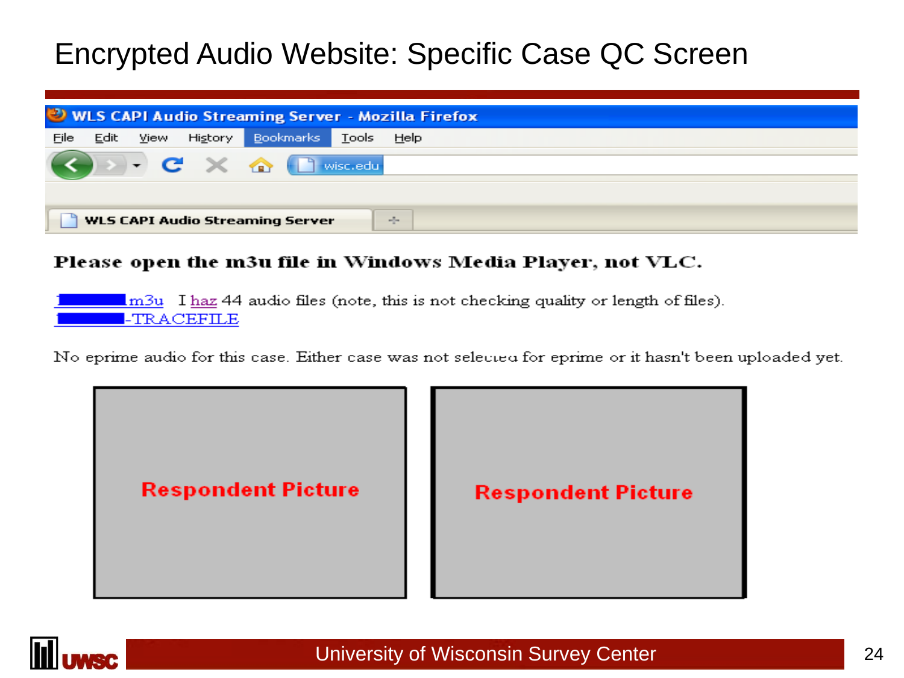# Encrypted Audio Website: Specific Case QC Screen

WLS CAPI Audio Streaming Server - Mozilla Firefox

File Edit View History Bookmarks Tools Help

wisc.edu

WLS CAPI Audio Streaming Server

**Please open the m3u file in Windows Media Player, not VLC.**

m3u I haz 44 audio files (note, this is not checking quality or length of files).
-TRACEFILE

No eprime audio for this case. Either case was not selected for eprime or it hasn't been uploaded yet.

Respondent Picture

Respondent Picture

University of Wisconsin Survey Center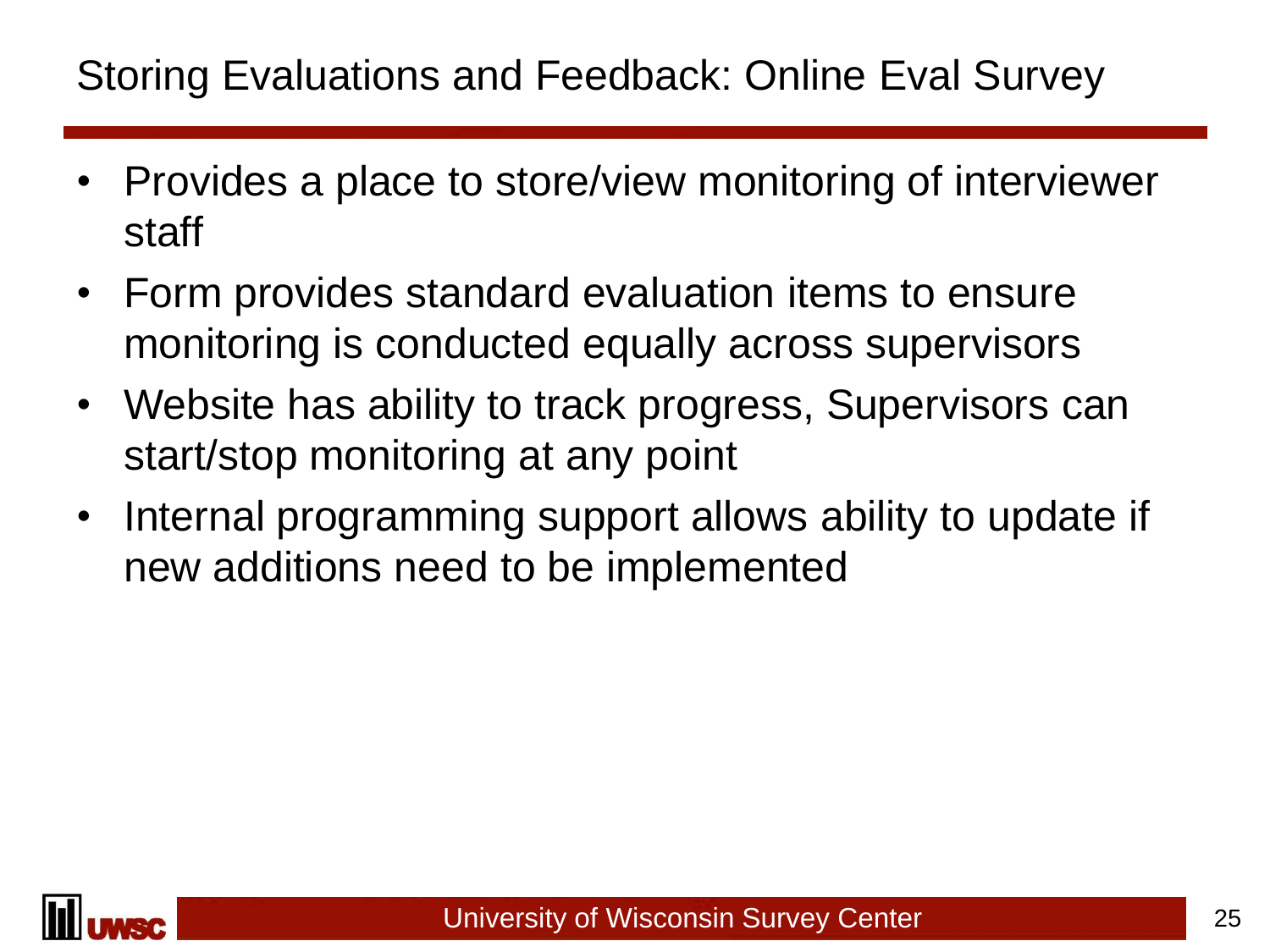# Storing Evaluations and Feedback: Online Eval Survey

- Provides a place to store/view monitoring of interviewer staff
- Form provides standard evaluation items to ensure monitoring is conducted equally across supervisors
- Website has ability to track progress, Supervisors can start/stop monitoring at any point
- Internal programming support allows ability to update if new additions need to be implemented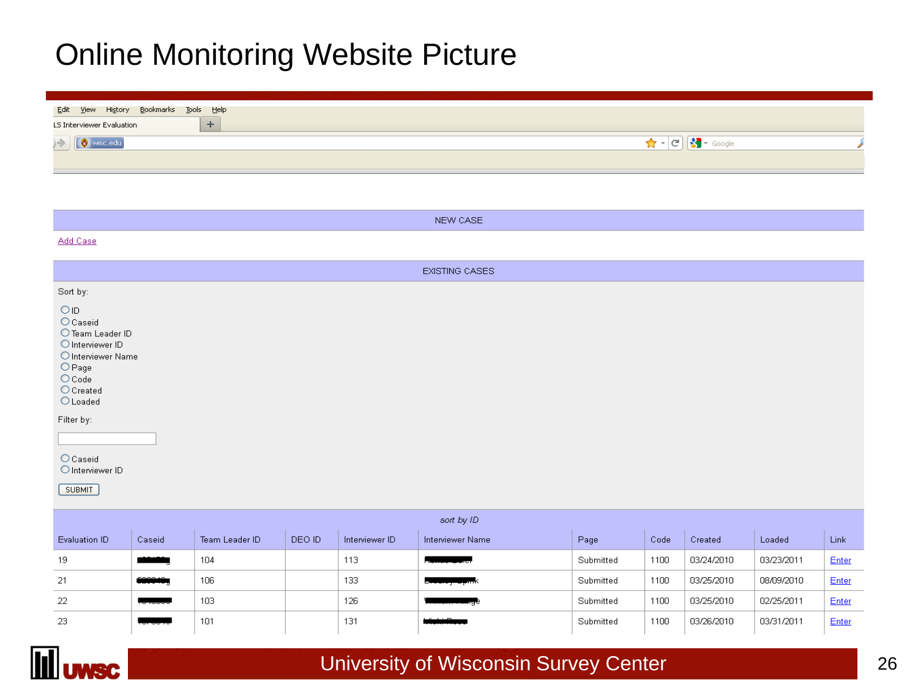# Online Monitoring Website Picture

Edit View History Bookmarks Tools Help

LS Interviewer Evaluation

wisc.edu

NEW CASE

Add Case

EXISTING CASES

Sort by:

- ID
- Caseid
- Team Leader ID
- Interviewer ID
- Interviewer Name
- Page
- Code
- Created
- Loaded

Filter by:

- Caseid
- Interviewer ID

SUBMIT

*sort by ID*

| Evaluation ID | Caseid | Team Leader ID | DEO ID | Interviewer ID | Interviewer Name | Page | Code | Created | Loaded | Link |
|---|---|---|---|---|---|---|---|---|---|---|
| 19 | [redacted] | 104 | | 113 | [redacted] | Submitted | 1100 | 03/24/2010 | 03/23/2011 | Enter |
| 21 | [redacted] | 106 | | 133 | [redacted] | Submitted | 1100 | 03/25/2010 | 08/09/2010 | Enter |
| 22 | [redacted] | 103 | | 126 | [redacted] | Submitted | 1100 | 03/25/2010 | 02/25/2011 | Enter |
| 23 | [redacted] | 101 | | 131 | [redacted] | Submitted | 1100 | 03/26/2010 | 03/31/2011 | Enter |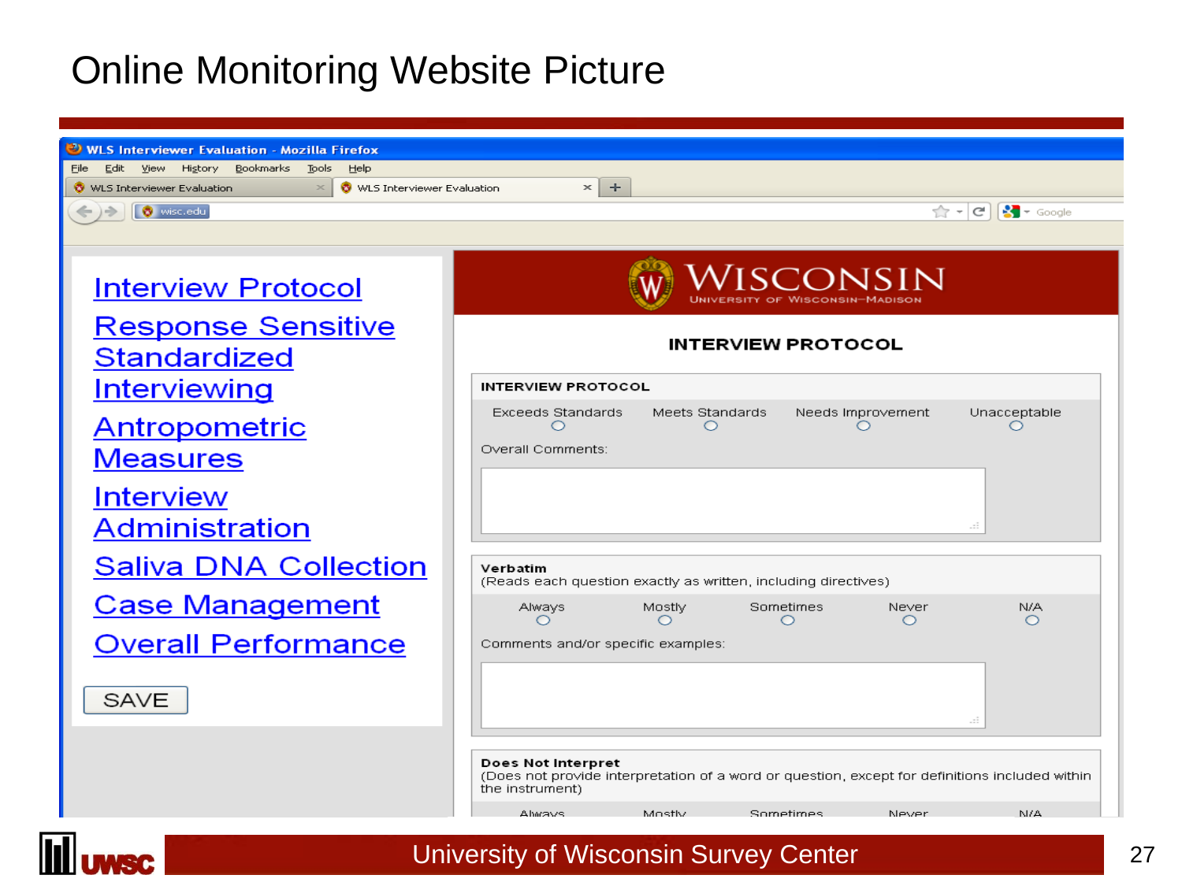# Online Monitoring Website Picture

WLS Interviewer Evaluation - Mozilla Firefox

File Edit View History Bookmarks Tools Help

WLS Interviewer Evaluation | WLS Interviewer Evaluation

wisc.edu

- Interview Protocol
- Response Sensitive Standardized Interviewing
- Antropometric Measures
- Interview Administration
- Saliva DNA Collection
- Case Management
- Overall Performance

SAVE

WISCONSIN
UNIVERSITY OF WISCONSIN–MADISON

**INTERVIEW PROTOCOL**

**INTERVIEW PROTOCOL**

| Exceeds Standards | Meets Standards | Needs Improvement | Unacceptable |
|---|---|---|---|
| ○ | ○ | ○ | ○ |

Overall Comments:

**Verbatim**
(Reads each question exactly as written, including directives)

| Always | Mostly | Sometimes | Never | N/A |
|---|---|---|---|---|
| ○ | ○ | ○ | ○ | ○ |

Comments and/or specific examples:

**Does Not Interpret**
(Does not provide interpretation of a word or question, except for definitions included within the instrument)

| Always | Mostly | Sometimes | Never | N/A |
|---|---|---|---|---|

University of Wisconsin Survey Center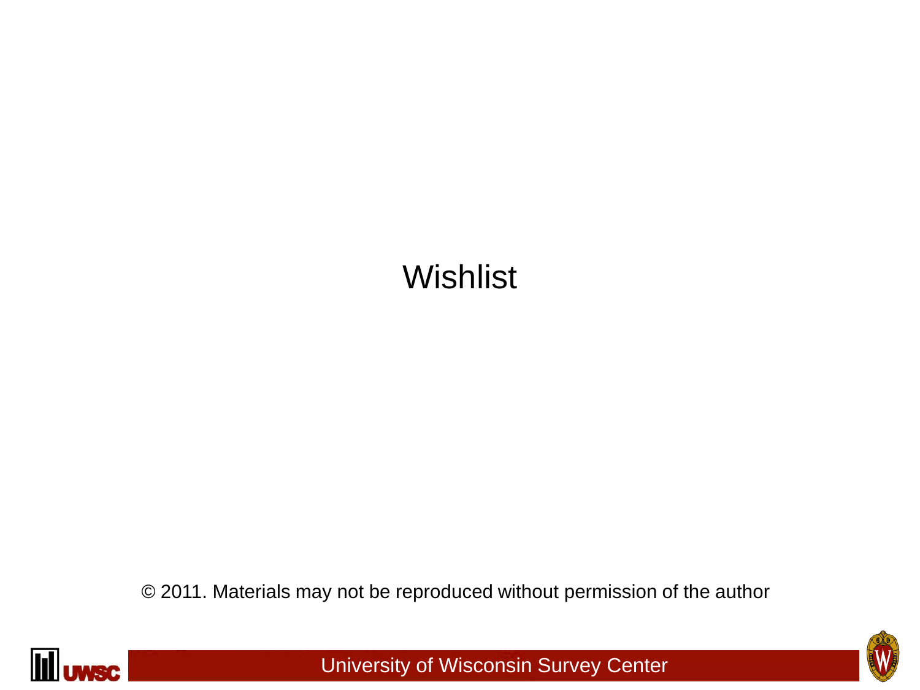# Wishlist

© 2011. Materials may not be reproduced without permission of the author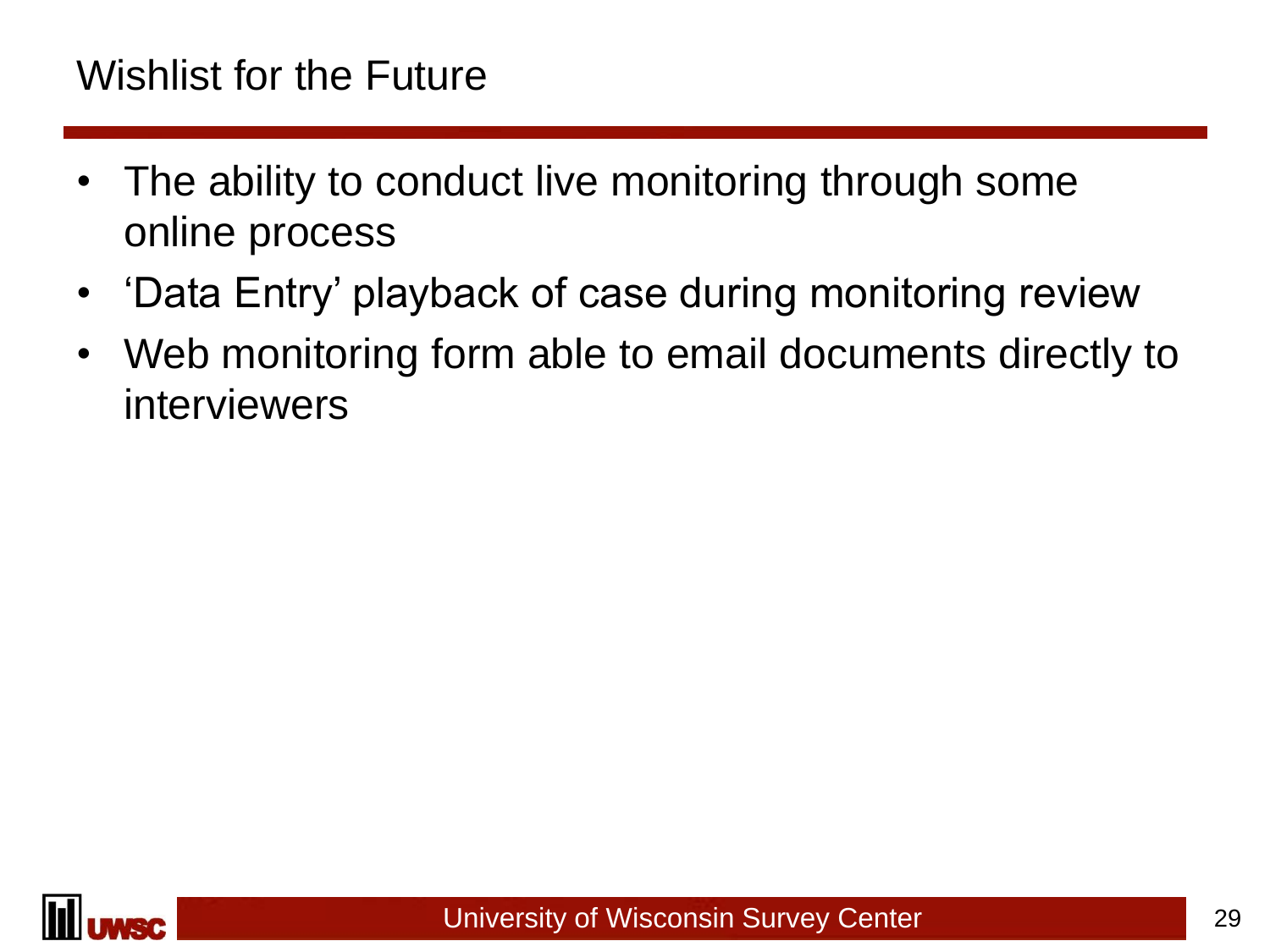# Wishlist for the Future

- The ability to conduct live monitoring through some online process
- 'Data Entry' playback of case during monitoring review
- Web monitoring form able to email documents directly to interviewers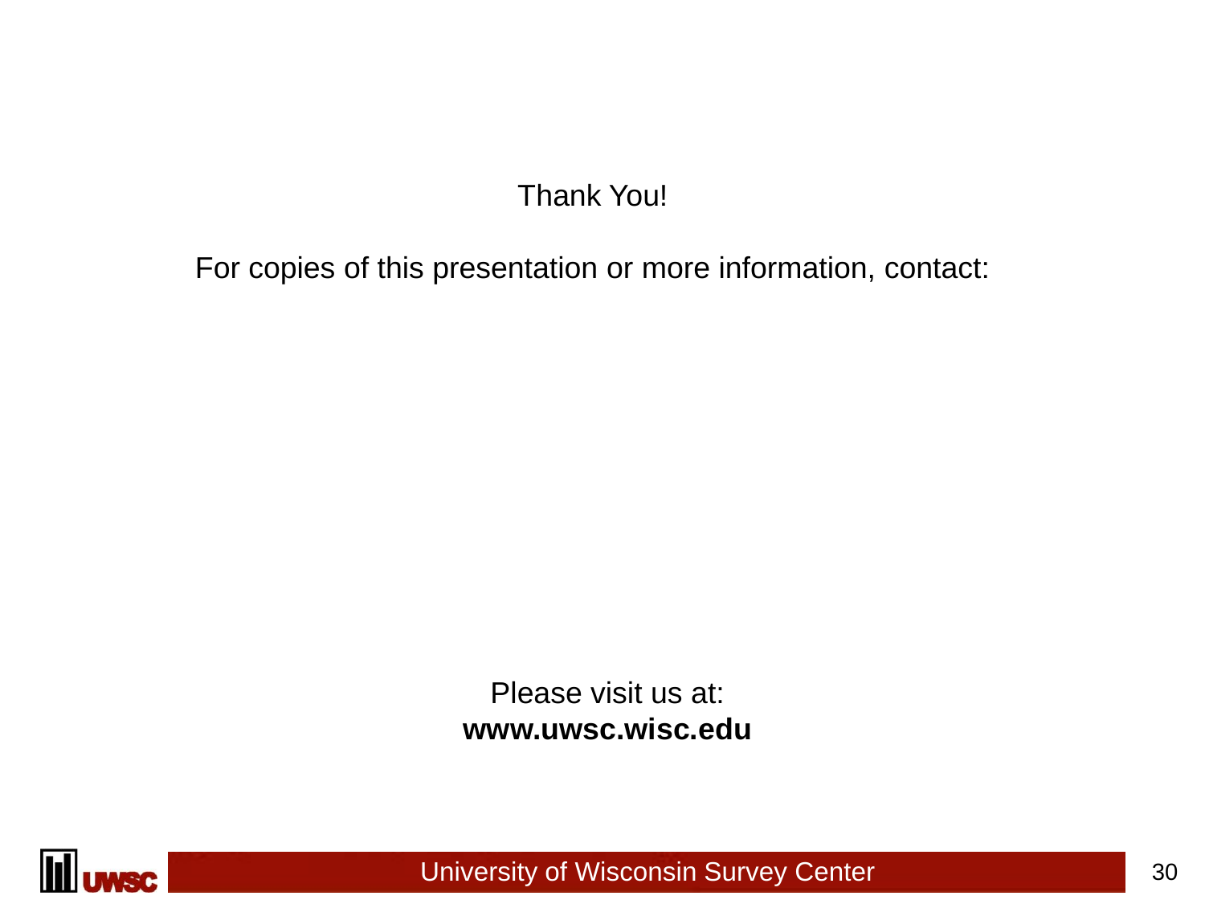Thank You!

For copies of this presentation or more information, contact:

Please visit us at:
**www.uwsc.wisc.edu**